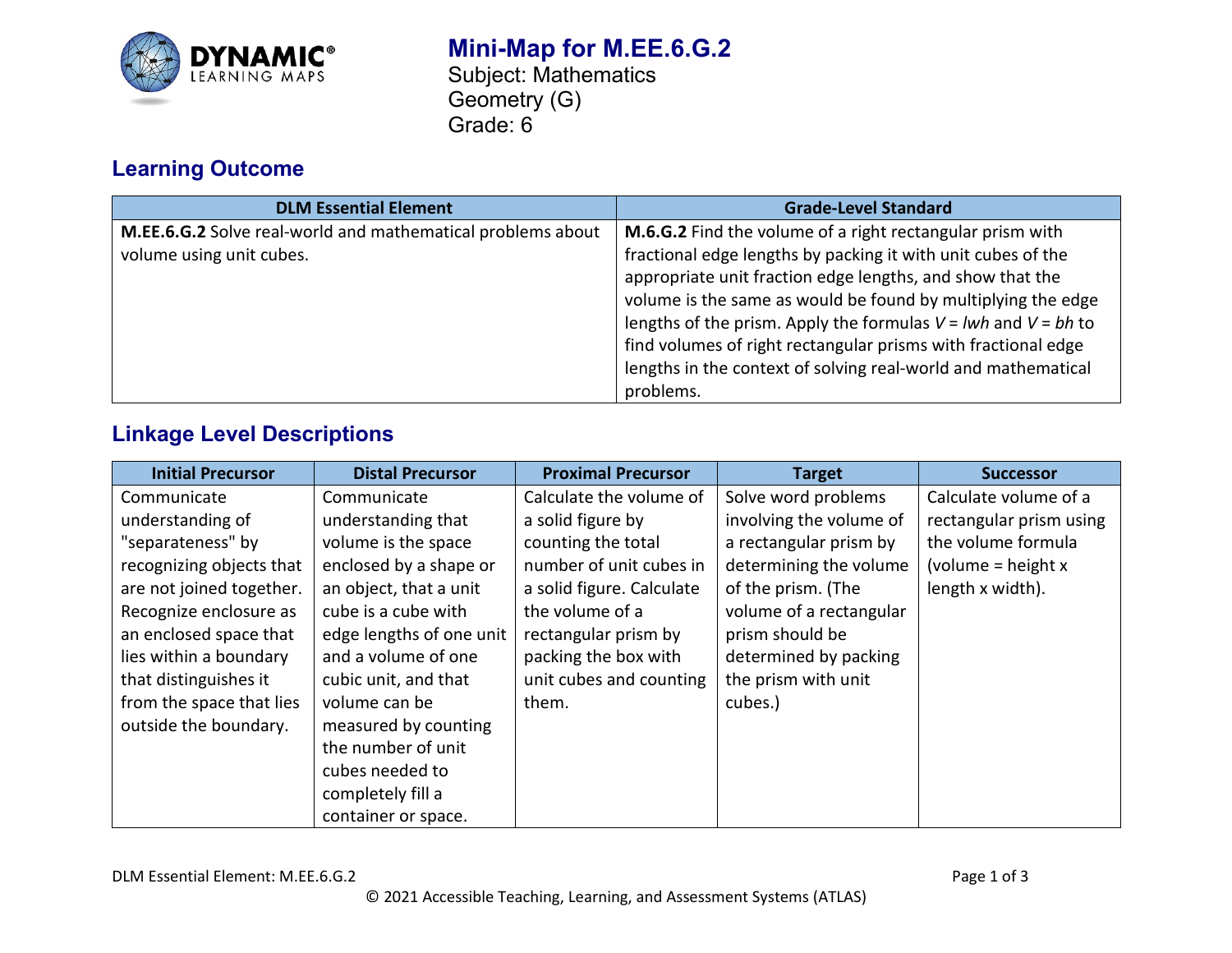# Mini-Map for M.EE.6.G.2

Subject: Mathematics
Geometry (G)
Grade: 6

## Learning Outcome

| DLM Essential Element | Grade-Level Standard |
|---|---|
| **M.EE.6.G.2** Solve real-world and mathematical problems about volume using unit cubes. | **M.6.G.2** Find the volume of a right rectangular prism with fractional edge lengths by packing it with unit cubes of the appropriate unit fraction edge lengths, and show that the volume is the same as would be found by multiplying the edge lengths of the prism. Apply the formulas $V = lwh$ and $V = bh$ to find volumes of right rectangular prisms with fractional edge lengths in the context of solving real-world and mathematical problems. |

## Linkage Level Descriptions

| Initial Precursor | Distal Precursor | Proximal Precursor | Target | Successor |
|---|---|---|---|---|
| Communicate understanding of "separateness" by recognizing objects that are not joined together. Recognize enclosure as an enclosed space that lies within a boundary that distinguishes it from the space that lies outside the boundary. | Communicate understanding that volume is the space enclosed by a shape or an object, that a unit cube is a cube with edge lengths of one unit and a volume of one cubic unit, and that volume can be measured by counting the number of unit cubes needed to completely fill a container or space. | Calculate the volume of a solid figure by counting the total number of unit cubes in a solid figure. Calculate the volume of a rectangular prism by packing the box with unit cubes and counting them. | Solve word problems involving the volume of a rectangular prism by determining the volume of the prism. (The volume of a rectangular prism should be determined by packing the prism with unit cubes.) | Calculate volume of a rectangular prism using the volume formula (volume = height x length x width). |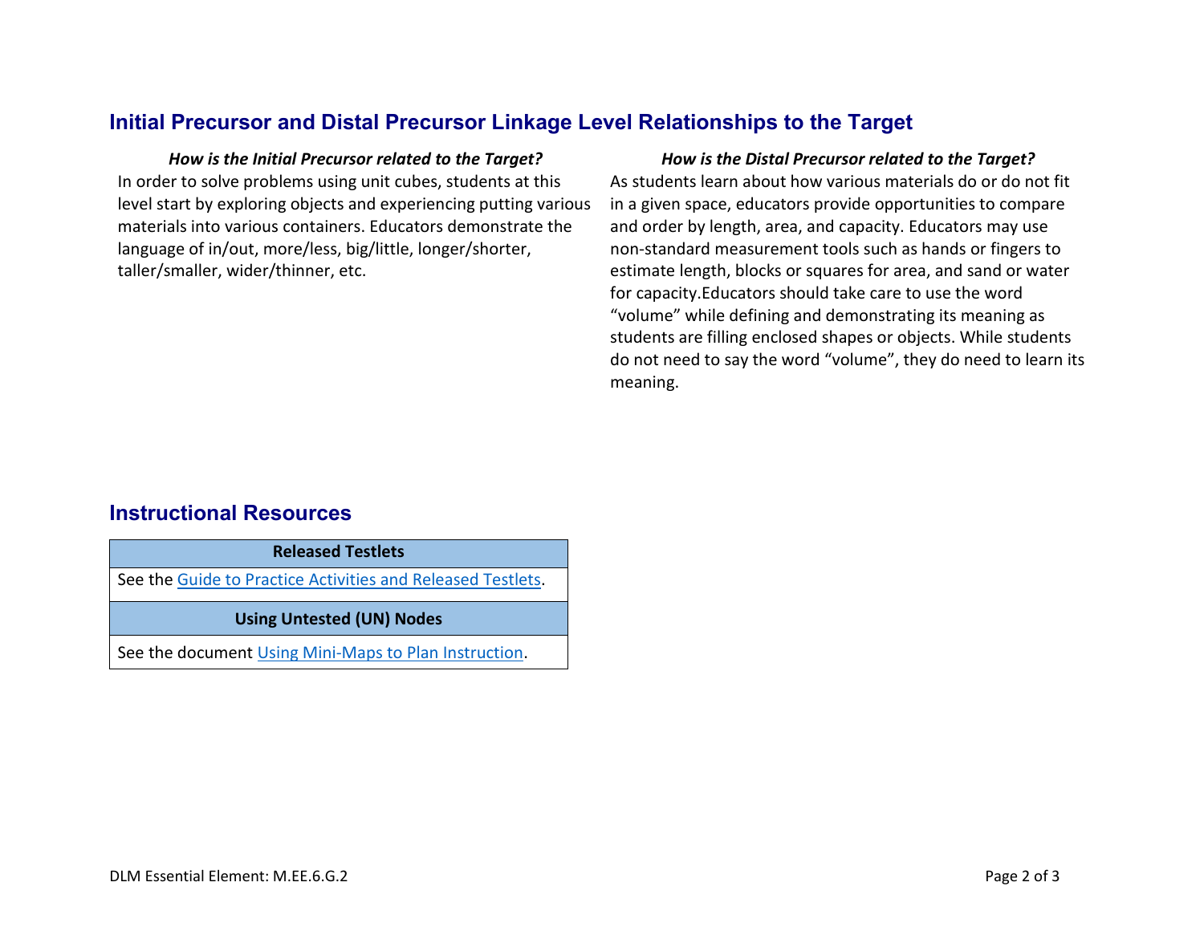## Initial Precursor and Distal Precursor Linkage Level Relationships to the Target

***How is the Initial Precursor related to the Target?***

In order to solve problems using unit cubes, students at this level start by exploring objects and experiencing putting various materials into various containers. Educators demonstrate the language of in/out, more/less, big/little, longer/shorter, taller/smaller, wider/thinner, etc.

***How is the Distal Precursor related to the Target?***

As students learn about how various materials do or do not fit in a given space, educators provide opportunities to compare and order by length, area, and capacity. Educators may use non-standard measurement tools such as hands or fingers to estimate length, blocks or squares for area, and sand or water for capacity.Educators should take care to use the word "volume" while defining and demonstrating its meaning as students are filling enclosed shapes or objects. While students do not need to say the word "volume", they do need to learn its meaning.

## Instructional Resources

| Released Testlets |
|---|
| See the Guide to Practice Activities and Released Testlets. |
| **Using Untested (UN) Nodes** |
| See the document Using Mini-Maps to Plan Instruction. |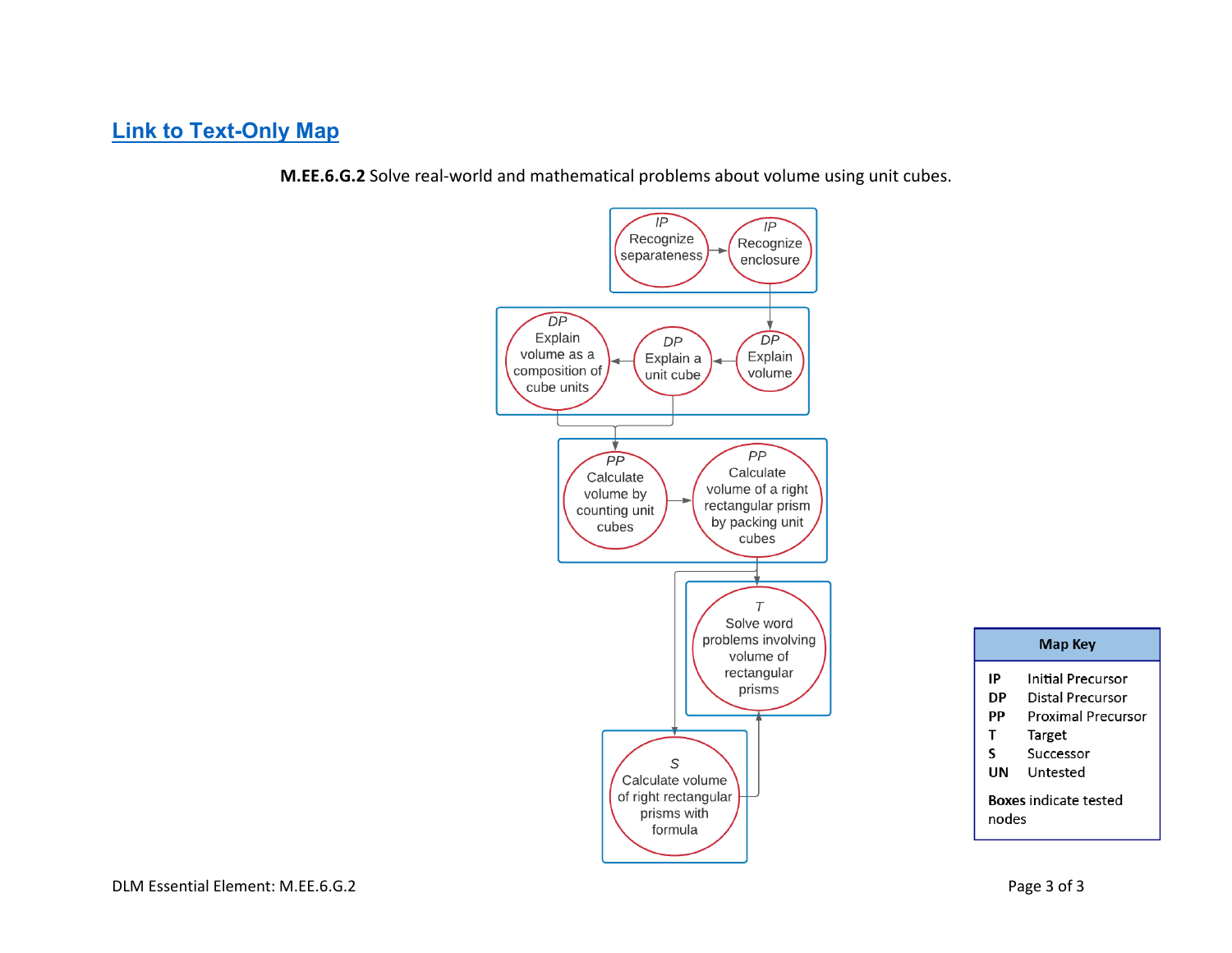[Link to Text-Only Map](#)

**M.EE.6.G.2** Solve real-world and mathematical problems about volume using unit cubes.

*IP*
Recognize separateness

*IP*
Recognize enclosure

*DP*
Explain volume as a composition of cube units

*DP*
Explain a unit cube

*DP*
Explain volume

*PP*
Calculate volume by counting unit cubes

*PP*
Calculate volume of a right rectangular prism by packing unit cubes

*T*
Solve word problems involving volume of rectangular prisms

*S*
Calculate volume of right rectangular prisms with formula

**Map Key**

**IP** Initial Precursor
**DP** Distal Precursor
**PP** Proximal Precursor
**T** Target
**S** Successor
**UN** Untested

**Boxes** indicate tested nodes

DLM Essential Element: M.EE.6.G.2